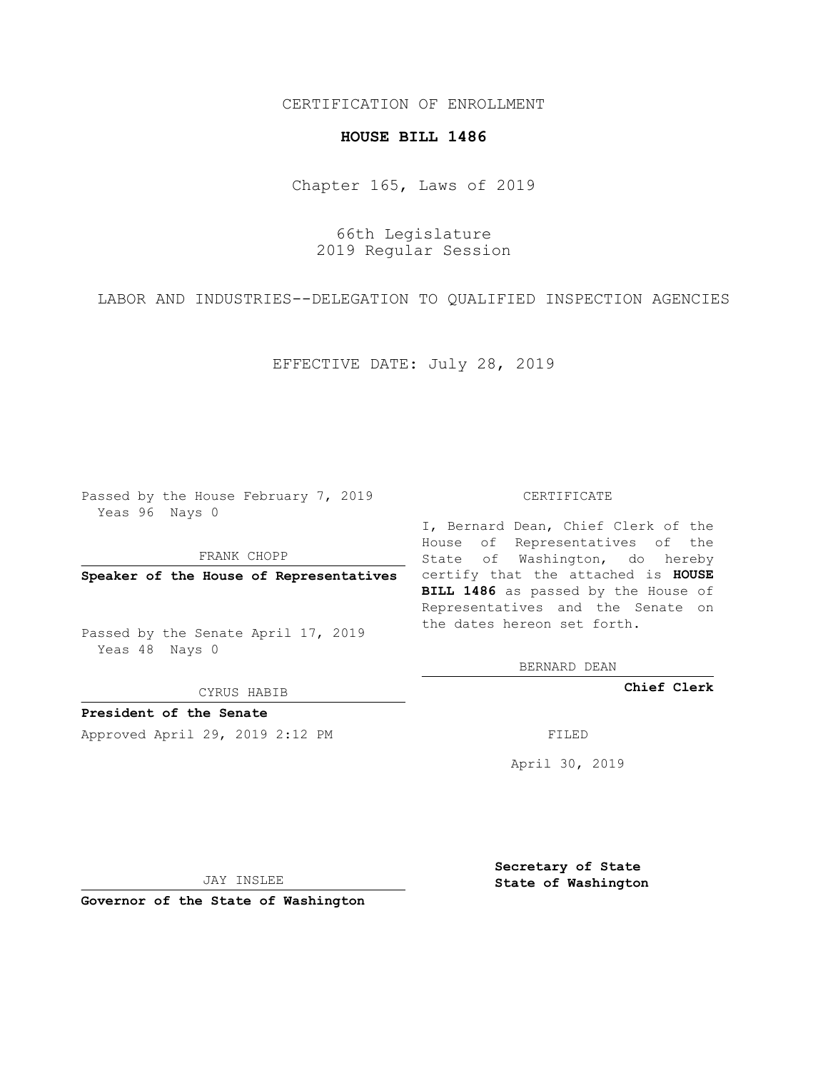CERTIFICATION OF ENROLLMENT

**HOUSE BILL 1486**

Chapter 165, Laws of 2019

66th Legislature
2019 Regular Session

LABOR AND INDUSTRIES--DELEGATION TO QUALIFIED INSPECTION AGENCIES

EFFECTIVE DATE: July 28, 2019

Passed by the House February 7, 2019
Yeas 96 Nays 0

FRANK CHOPP

**Speaker of the House of Representatives**

Passed by the Senate April 17, 2019
Yeas 48 Nays 0

CYRUS HABIB

**President of the Senate**

Approved April 29, 2019 2:12 PM

JAY INSLEE

**Governor of the State of Washington**

CERTIFICATE

I, Bernard Dean, Chief Clerk of the House of Representatives of the State of Washington, do hereby certify that the attached is **HOUSE BILL 1486** as passed by the House of Representatives and the Senate on the dates hereon set forth.

BERNARD DEAN

**Chief Clerk**

FILED

April 30, 2019

**Secretary of State**
**State of Washington**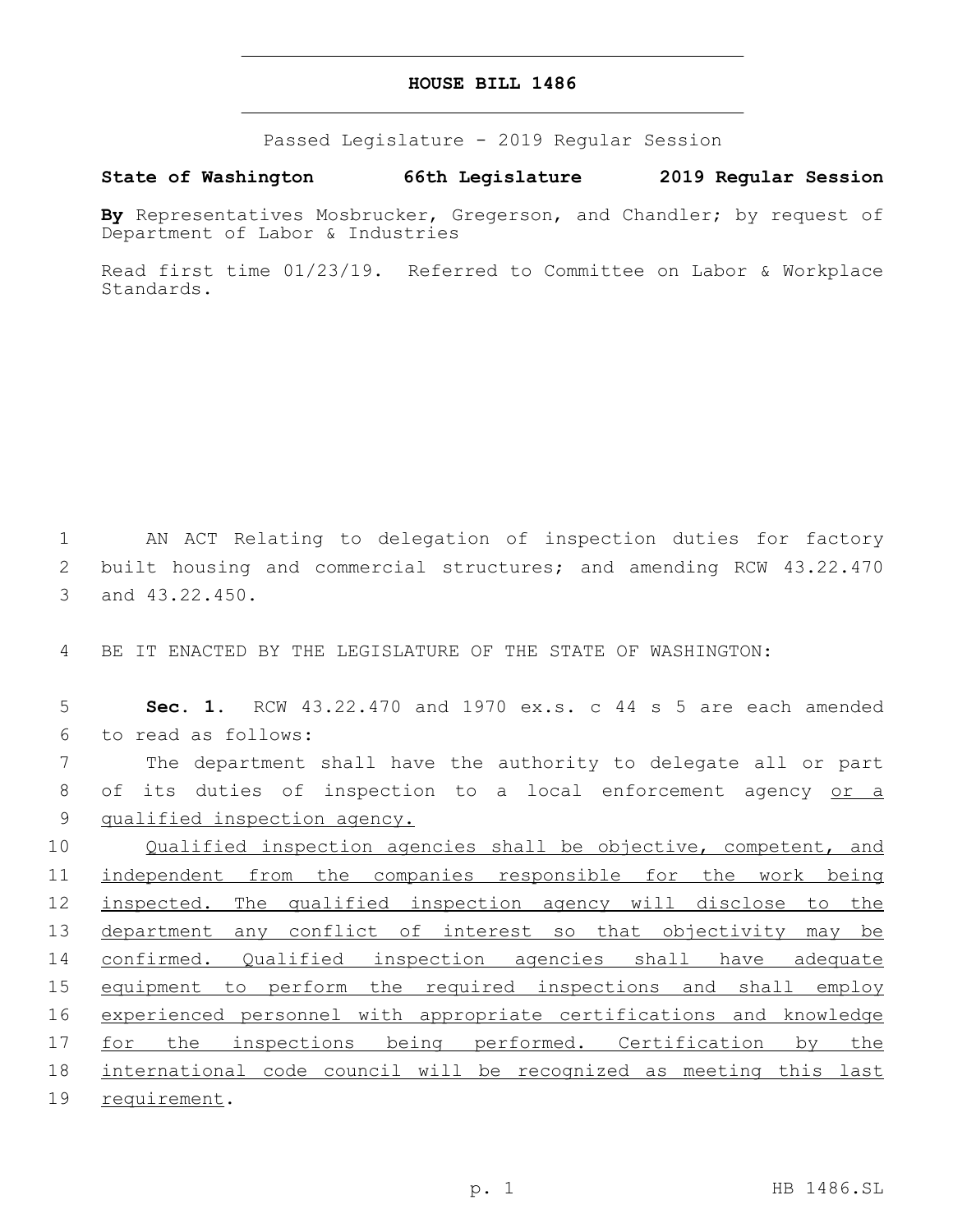**HOUSE BILL 1486**

Passed Legislature - 2019 Regular Session

**State of Washington 66th Legislature 2019 Regular Session**

**By** Representatives Mosbrucker, Gregerson, and Chandler; by request of Department of Labor & Industries

Read first time 01/23/19. Referred to Committee on Labor & Workplace Standards.

AN ACT Relating to delegation of inspection duties for factory built housing and commercial structures; and amending RCW 43.22.470 and 43.22.450.

BE IT ENACTED BY THE LEGISLATURE OF THE STATE OF WASHINGTON:

**Sec. 1.** RCW 43.22.470 and 1970 ex.s. c 44 s 5 are each amended to read as follows:

The department shall have the authority to delegate all or part of its duties of inspection to a local enforcement agency <u>or a qualified inspection agency.</u>

<u>Qualified inspection agencies shall be objective, competent, and independent from the companies responsible for the work being inspected. The qualified inspection agency will disclose to the department any conflict of interest so that objectivity may be confirmed. Qualified inspection agencies shall have adequate equipment to perform the required inspections and shall employ experienced personnel with appropriate certifications and knowledge for the inspections being performed. Certification by the international code council will be recognized as meeting this last requirement</u>.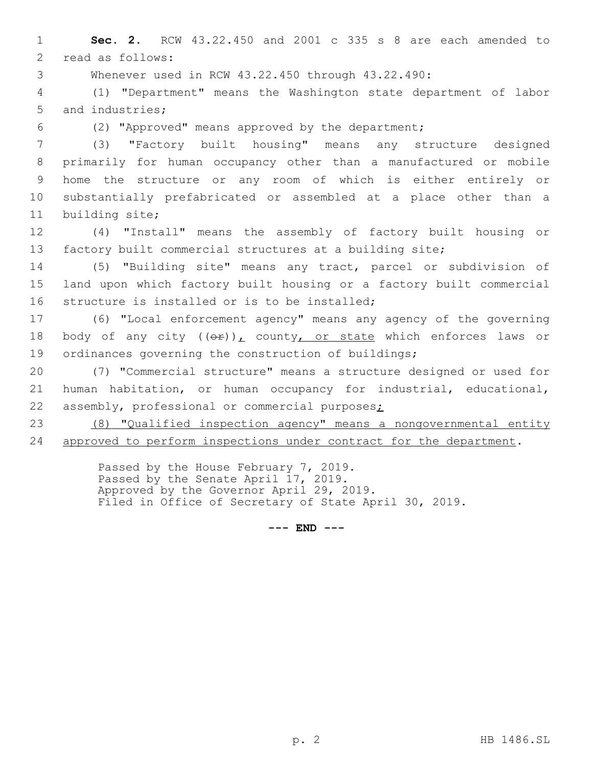**Sec. 2.** RCW 43.22.450 and 2001 c 335 s 8 are each amended to read as follows:

Whenever used in RCW 43.22.450 through 43.22.490:

(1) "Department" means the Washington state department of labor and industries;

(2) "Approved" means approved by the department;

(3) "Factory built housing" means any structure designed primarily for human occupancy other than a manufactured or mobile home the structure or any room of which is either entirely or substantially prefabricated or assembled at a place other than a building site;

(4) "Install" means the assembly of factory built housing or factory built commercial structures at a building site;

(5) "Building site" means any tract, parcel or subdivision of land upon which factory built housing or a factory built commercial structure is installed or is to be installed;

(6) "Local enforcement agency" means any agency of the governing body of any city ((~~or~~)), county, or state which enforces laws or ordinances governing the construction of buildings;

(7) "Commercial structure" means a structure designed or used for human habitation, or human occupancy for industrial, educational, assembly, professional or commercial purposes;

(8) "Qualified inspection agency" means a nongovernmental entity approved to perform inspections under contract for the department.

Passed by the House February 7, 2019.
Passed by the Senate April 17, 2019.
Approved by the Governor April 29, 2019.
Filed in Office of Secretary of State April 30, 2019.

**--- END ---**